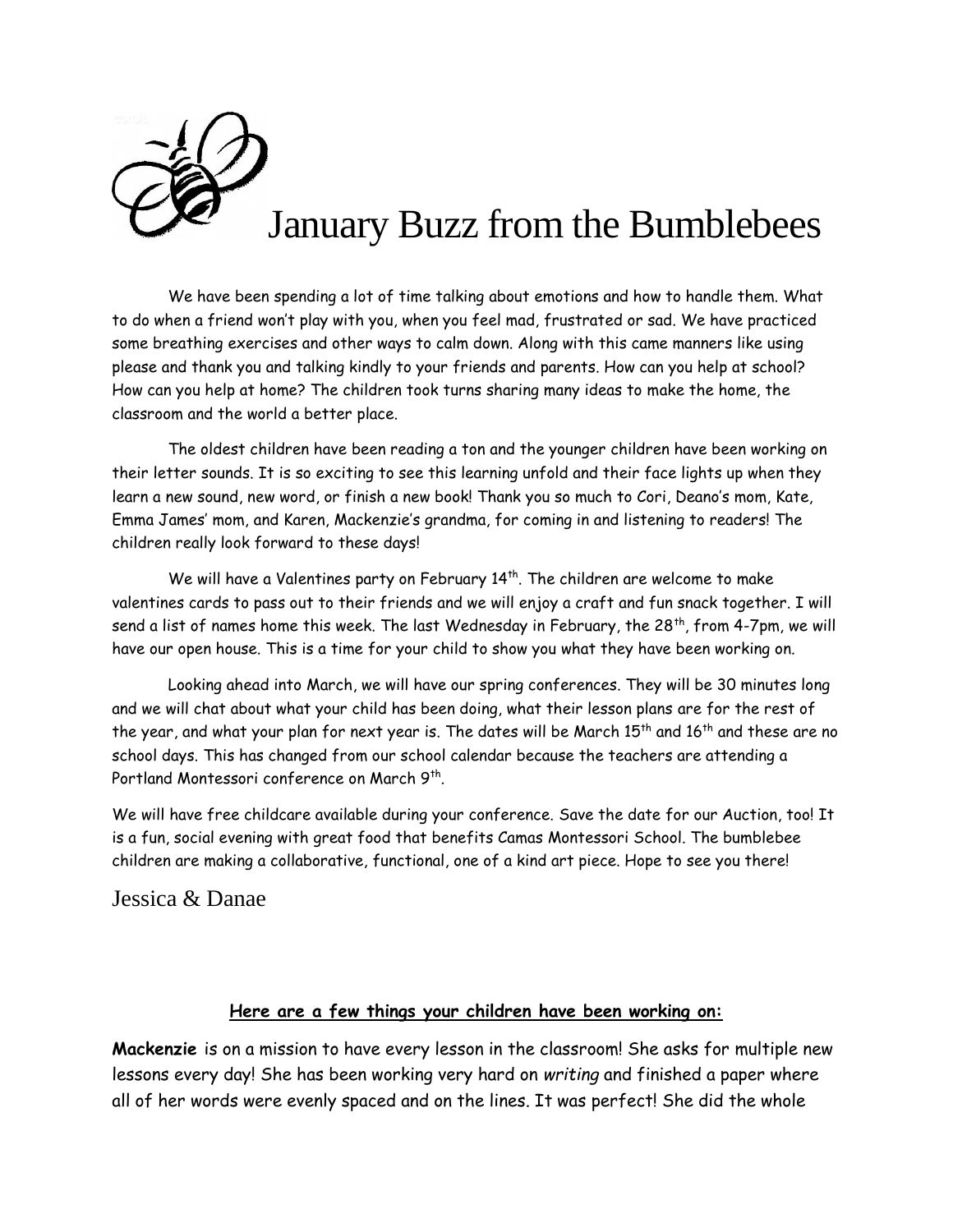# January Buzz from the Bumblebees

We have been spending a lot of time talking about emotions and how to handle them. What to do when a friend won't play with you, when you feel mad, frustrated or sad. We have practiced some breathing exercises and other ways to calm down. Along with this came manners like using please and thank you and talking kindly to your friends and parents. How can you help at school? How can you help at home? The children took turns sharing many ideas to make the home, the classroom and the world a better place.

The oldest children have been reading a ton and the younger children have been working on their letter sounds. It is so exciting to see this learning unfold and their face lights up when they learn a new sound, new word, or finish a new book! Thank you so much to Cori, Deano's mom, Kate, Emma James' mom, and Karen, Mackenzie's grandma, for coming in and listening to readers! The children really look forward to these days!

We will have a Valentines party on February 14th. The children are welcome to make valentines cards to pass out to their friends and we will enjoy a craft and fun snack together. I will send a list of names home this week. The last Wednesday in February, the 28th, from 4-7pm, we will have our open house. This is a time for your child to show you what they have been working on.

Looking ahead into March, we will have our spring conferences. They will be 30 minutes long and we will chat about what your child has been doing, what their lesson plans are for the rest of the year, and what your plan for next year is. The dates will be March 15th and 16th and these are no school days. This has changed from our school calendar because the teachers are attending a Portland Montessori conference on March 9th.

We will have free childcare available during your conference. Save the date for our Auction, too! It is a fun, social evening with great food that benefits Camas Montessori School. The bumblebee children are making a collaborative, functional, one of a kind art piece. Hope to see you there!

Jessica & Danae

**Here are a few things your children have been working on:**

**Mackenzie** is on a mission to have every lesson in the classroom! She asks for multiple new lessons every day! She has been working very hard on *writing* and finished a paper where all of her words were evenly spaced and on the lines. It was perfect! She did the whole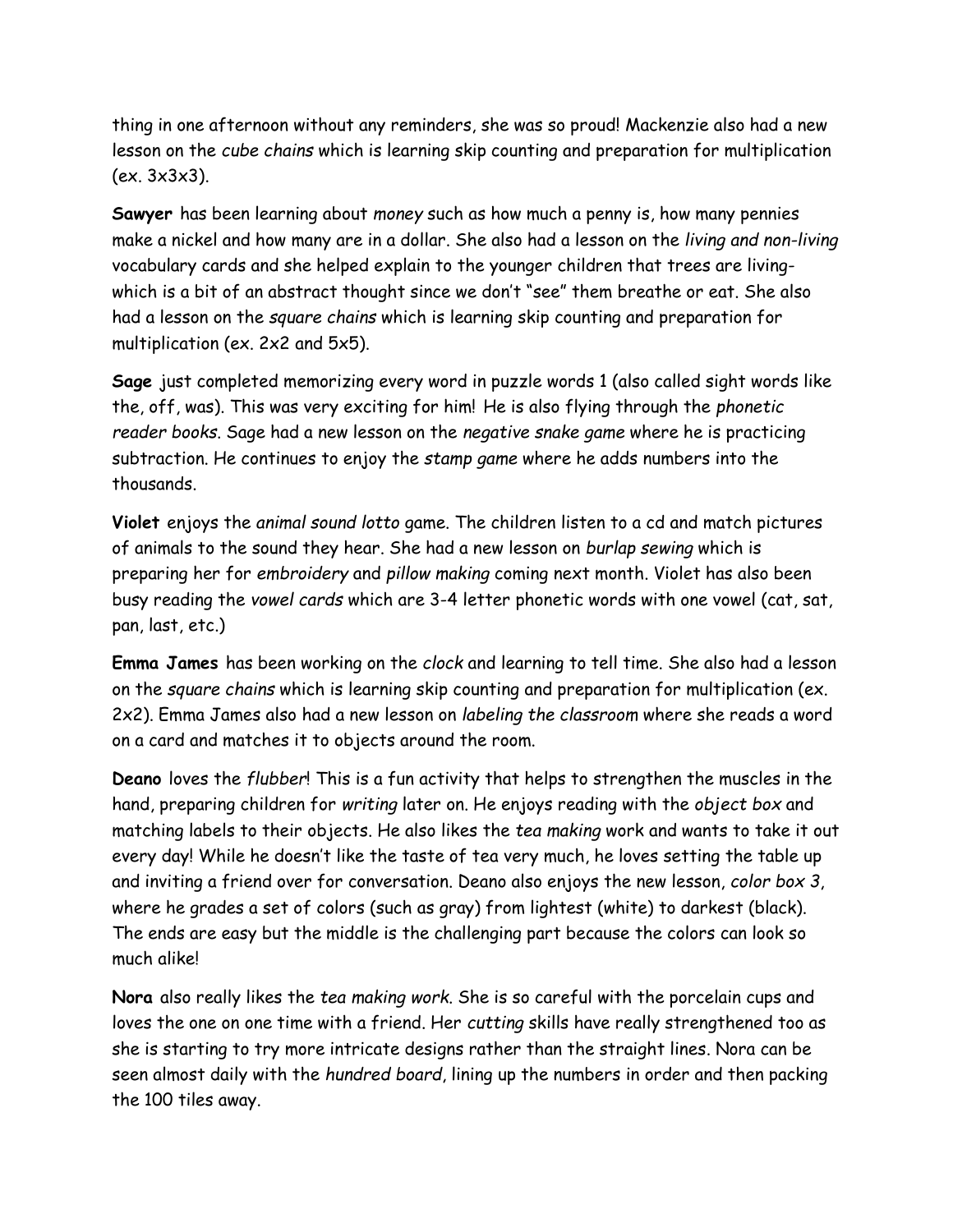thing in one afternoon without any reminders, she was so proud! Mackenzie also had a new lesson on the *cube chains* which is learning skip counting and preparation for multiplication (ex. 3x3x3).

**Sawyer** has been learning about *money* such as how much a penny is, how many pennies make a nickel and how many are in a dollar. She also had a lesson on the *living and non-living* vocabulary cards and she helped explain to the younger children that trees are living- which is a bit of an abstract thought since we don't "see" them breathe or eat. She also had a lesson on the *square chains* which is learning skip counting and preparation for multiplication (ex. 2x2 and 5x5).

**Sage** just completed memorizing every word in puzzle words 1 (also called sight words like the, off, was). This was very exciting for him! He is also flying through the *phonetic reader books*. Sage had a new lesson on the *negative snake game* where he is practicing subtraction. He continues to enjoy the *stamp game* where he adds numbers into the thousands.

**Violet** enjoys the *animal sound lotto* game. The children listen to a cd and match pictures of animals to the sound they hear. She had a new lesson on *burlap sewing* which is preparing her for *embroidery* and *pillow making* coming next month. Violet has also been busy reading the *vowel cards* which are 3-4 letter phonetic words with one vowel (cat, sat, pan, last, etc.)

**Emma James** has been working on the *clock* and learning to tell time. She also had a lesson on the *square chains* which is learning skip counting and preparation for multiplication (ex. 2x2). Emma James also had a new lesson on *labeling the classroom* where she reads a word on a card and matches it to objects around the room.

**Deano** loves the *flubber*! This is a fun activity that helps to strengthen the muscles in the hand, preparing children for *writing* later on. He enjoys reading with the *object box* and matching labels to their objects. He also likes the *tea making* work and wants to take it out every day! While he doesn't like the taste of tea very much, he loves setting the table up and inviting a friend over for conversation. Deano also enjoys the new lesson, *color box 3*, where he grades a set of colors (such as gray) from lightest (white) to darkest (black). The ends are easy but the middle is the challenging part because the colors can look so much alike!

**Nora** also really likes the *tea making work*. She is so careful with the porcelain cups and loves the one on one time with a friend. Her *cutting* skills have really strengthened too as she is starting to try more intricate designs rather than the straight lines. Nora can be seen almost daily with the *hundred board*, lining up the numbers in order and then packing the 100 tiles away.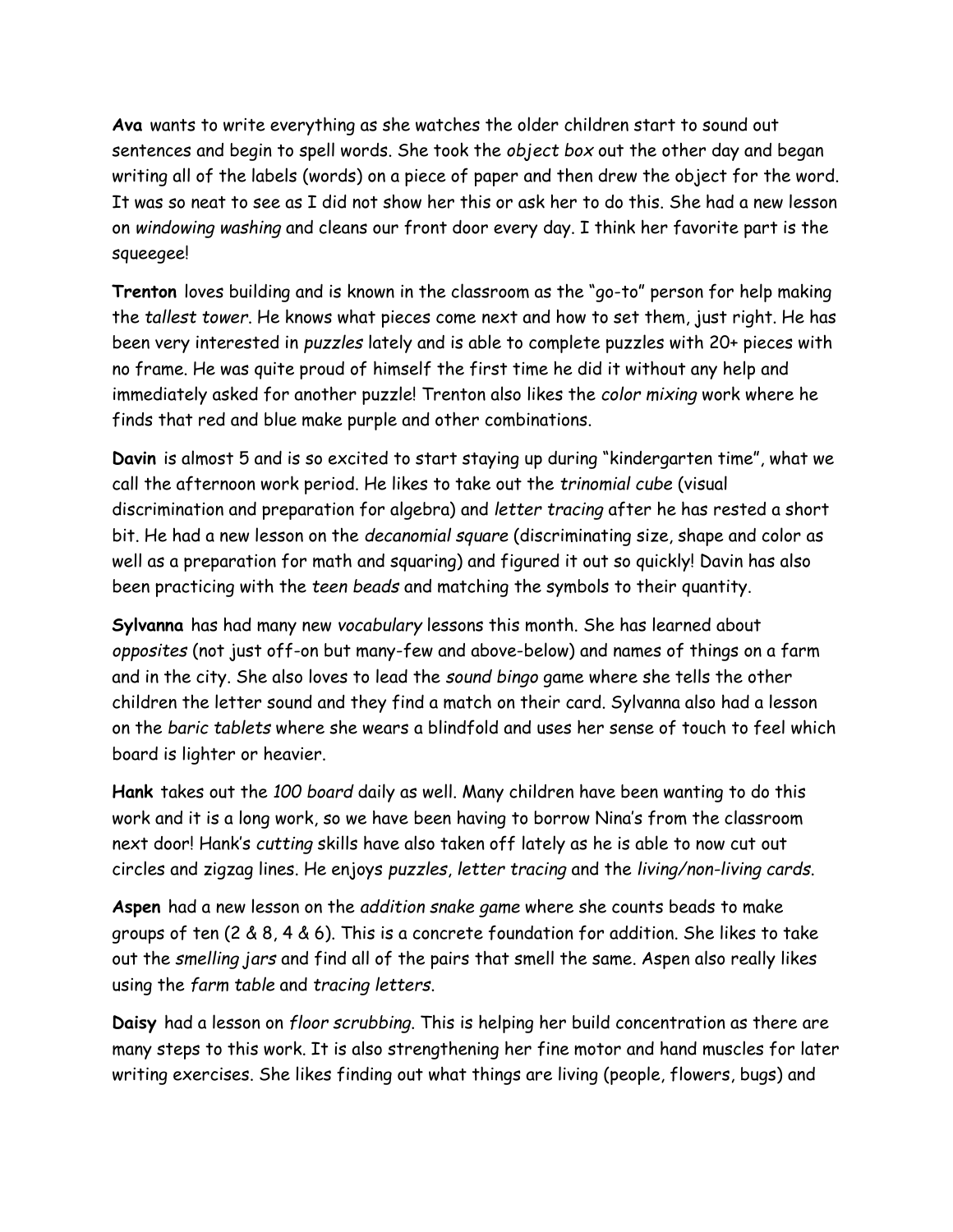**Ava** wants to write everything as she watches the older children start to sound out sentences and begin to spell words. She took the *object box* out the other day and began writing all of the labels (words) on a piece of paper and then drew the object for the word. It was so neat to see as I did not show her this or ask her to do this. She had a new lesson on *windowing washing* and cleans our front door every day. I think her favorite part is the squeegee!

**Trenton** loves building and is known in the classroom as the "go-to" person for help making the *tallest tower*. He knows what pieces come next and how to set them, just right. He has been very interested in *puzzles* lately and is able to complete puzzles with 20+ pieces with no frame. He was quite proud of himself the first time he did it without any help and immediately asked for another puzzle! Trenton also likes the *color mixing* work where he finds that red and blue make purple and other combinations.

**Davin** is almost 5 and is so excited to start staying up during "kindergarten time", what we call the afternoon work period. He likes to take out the *trinomial cube* (visual discrimination and preparation for algebra) and *letter tracing* after he has rested a short bit. He had a new lesson on the *decanomial square* (discriminating size, shape and color as well as a preparation for math and squaring) and figured it out so quickly! Davin has also been practicing with the *teen beads* and matching the symbols to their quantity.

**Sylvanna** has had many new *vocabulary* lessons this month. She has learned about *opposites* (not just off-on but many-few and above-below) and names of things on a farm and in the city. She also loves to lead the *sound bingo* game where she tells the other children the letter sound and they find a match on their card. Sylvanna also had a lesson on the *baric tablets* where she wears a blindfold and uses her sense of touch to feel which board is lighter or heavier.

**Hank** takes out the *100 board* daily as well. Many children have been wanting to do this work and it is a long work, so we have been having to borrow Nina's from the classroom next door! Hank's *cutting* skills have also taken off lately as he is able to now cut out circles and zigzag lines. He enjoys *puzzles*, *letter tracing* and the *living/non-living cards*.

**Aspen** had a new lesson on the *addition snake game* where she counts beads to make groups of ten (2 & 8, 4 & 6). This is a concrete foundation for addition. She likes to take out the *smelling jars* and find all of the pairs that smell the same. Aspen also really likes using the *farm table* and *tracing letters*.

**Daisy** had a lesson on *floor scrubbing*. This is helping her build concentration as there are many steps to this work. It is also strengthening her fine motor and hand muscles for later writing exercises. She likes finding out what things are living (people, flowers, bugs) and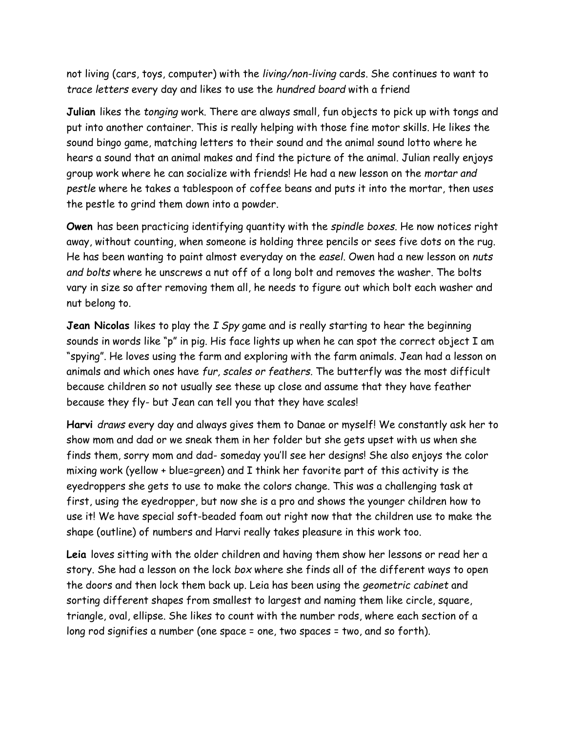not living (cars, toys, computer) with the *living/non-living* cards. She continues to want to *trace letters* every day and likes to use the *hundred board* with a friend

**Julian** likes the *tonging* work. There are always small, fun objects to pick up with tongs and put into another container. This is really helping with those fine motor skills. He likes the sound bingo game, matching letters to their sound and the animal sound lotto where he hears a sound that an animal makes and find the picture of the animal. Julian really enjoys group work where he can socialize with friends! He had a new lesson on the *mortar and pestle* where he takes a tablespoon of coffee beans and puts it into the mortar, then uses the pestle to grind them down into a powder.

**Owen** has been practicing identifying quantity with the *spindle boxes*. He now notices right away, without counting, when someone is holding three pencils or sees five dots on the rug. He has been wanting to paint almost everyday on the *easel*. Owen had a new lesson on *nuts and bolts* where he unscrews a nut off of a long bolt and removes the washer. The bolts vary in size so after removing them all, he needs to figure out which bolt each washer and nut belong to.

**Jean Nicolas** likes to play the *I Spy* game and is really starting to hear the beginning sounds in words like "p" in pig. His face lights up when he can spot the correct object I am "spying". He loves using the farm and exploring with the farm animals. Jean had a lesson on animals and which ones have *fur, scales or feathers*. The butterfly was the most difficult because children so not usually see these up close and assume that they have feather because they fly- but Jean can tell you that they have scales!

**Harvi** *draws* every day and always gives them to Danae or myself! We constantly ask her to show mom and dad or we sneak them in her folder but she gets upset with us when she finds them, sorry mom and dad- someday you'll see her designs! She also enjoys the color mixing work (yellow + blue=green) and I think her favorite part of this activity is the eyedroppers she gets to use to make the colors change. This was a challenging task at first, using the eyedropper, but now she is a pro and shows the younger children how to use it! We have special soft-beaded foam out right now that the children use to make the shape (outline) of numbers and Harvi really takes pleasure in this work too.

**Leia** loves sitting with the older children and having them show her lessons or read her a story. She had a lesson on the lock *box* where she finds all of the different ways to open the doors and then lock them back up. Leia has been using the *geometric cabinet* and sorting different shapes from smallest to largest and naming them like circle, square, triangle, oval, ellipse. She likes to count with the number rods, where each section of a long rod signifies a number (one space = one, two spaces = two, and so forth).